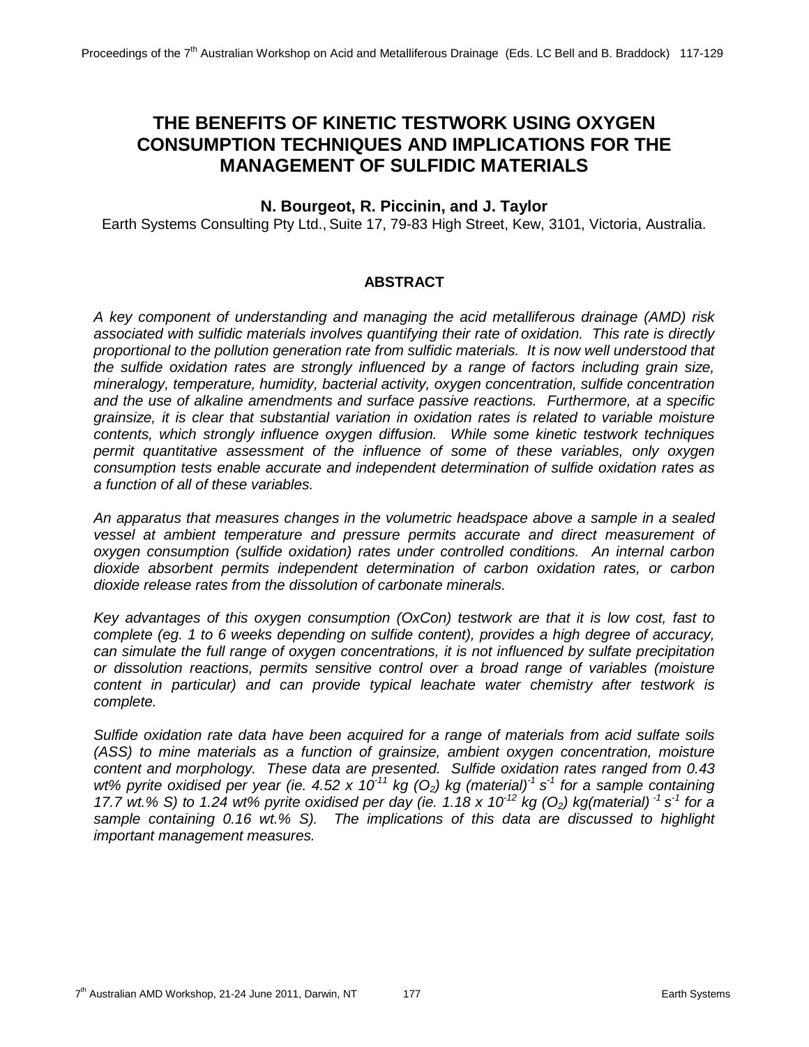# THE BENEFITS OF KINETIC TESTWORK USING OXYGEN CONSUMPTION TECHNIQUES AND IMPLICATIONS FOR THE MANAGEMENT OF SULFIDIC MATERIALS

**N. Bourgeot, R. Piccinin, and J. Taylor**

Earth Systems Consulting Pty Ltd., Suite 17, 79-83 High Street, Kew, 3101, Victoria, Australia.

## ABSTRACT

*A key component of understanding and managing the acid metalliferous drainage (AMD) risk associated with sulfidic materials involves quantifying their rate of oxidation. This rate is directly proportional to the pollution generation rate from sulfidic materials. It is now well understood that the sulfide oxidation rates are strongly influenced by a range of factors including grain size, mineralogy, temperature, humidity, bacterial activity, oxygen concentration, sulfide concentration and the use of alkaline amendments and surface passive reactions. Furthermore, at a specific grainsize, it is clear that substantial variation in oxidation rates is related to variable moisture contents, which strongly influence oxygen diffusion. While some kinetic testwork techniques permit quantitative assessment of the influence of some of these variables, only oxygen consumption tests enable accurate and independent determination of sulfide oxidation rates as a function of all of these variables.*

*An apparatus that measures changes in the volumetric headspace above a sample in a sealed vessel at ambient temperature and pressure permits accurate and direct measurement of oxygen consumption (sulfide oxidation) rates under controlled conditions. An internal carbon dioxide absorbent permits independent determination of carbon oxidation rates, or carbon dioxide release rates from the dissolution of carbonate minerals.*

*Key advantages of this oxygen consumption (OxCon) testwork are that it is low cost, fast to complete (eg. 1 to 6 weeks depending on sulfide content), provides a high degree of accuracy, can simulate the full range of oxygen concentrations, it is not influenced by sulfate precipitation or dissolution reactions, permits sensitive control over a broad range of variables (moisture content in particular) and can provide typical leachate water chemistry after testwork is complete.*

*Sulfide oxidation rate data have been acquired for a range of materials from acid sulfate soils (ASS) to mine materials as a function of grainsize, ambient oxygen concentration, moisture content and morphology. These data are presented. Sulfide oxidation rates ranged from 0.43 wt% pyrite oxidised per year (ie. $4.52 \times 10^{-11}$ kg ($O_2$) kg (material)$^{-1}$ $s^{-1}$ for a sample containing 17.7 wt.% S) to 1.24 wt% pyrite oxidised per day (ie. $1.18 \times 10^{-12}$ kg ($O_2$) kg(material)$^{-1}$ $s^{-1}$ for a sample containing 0.16 wt.% S). The implications of this data are discussed to highlight important management measures.*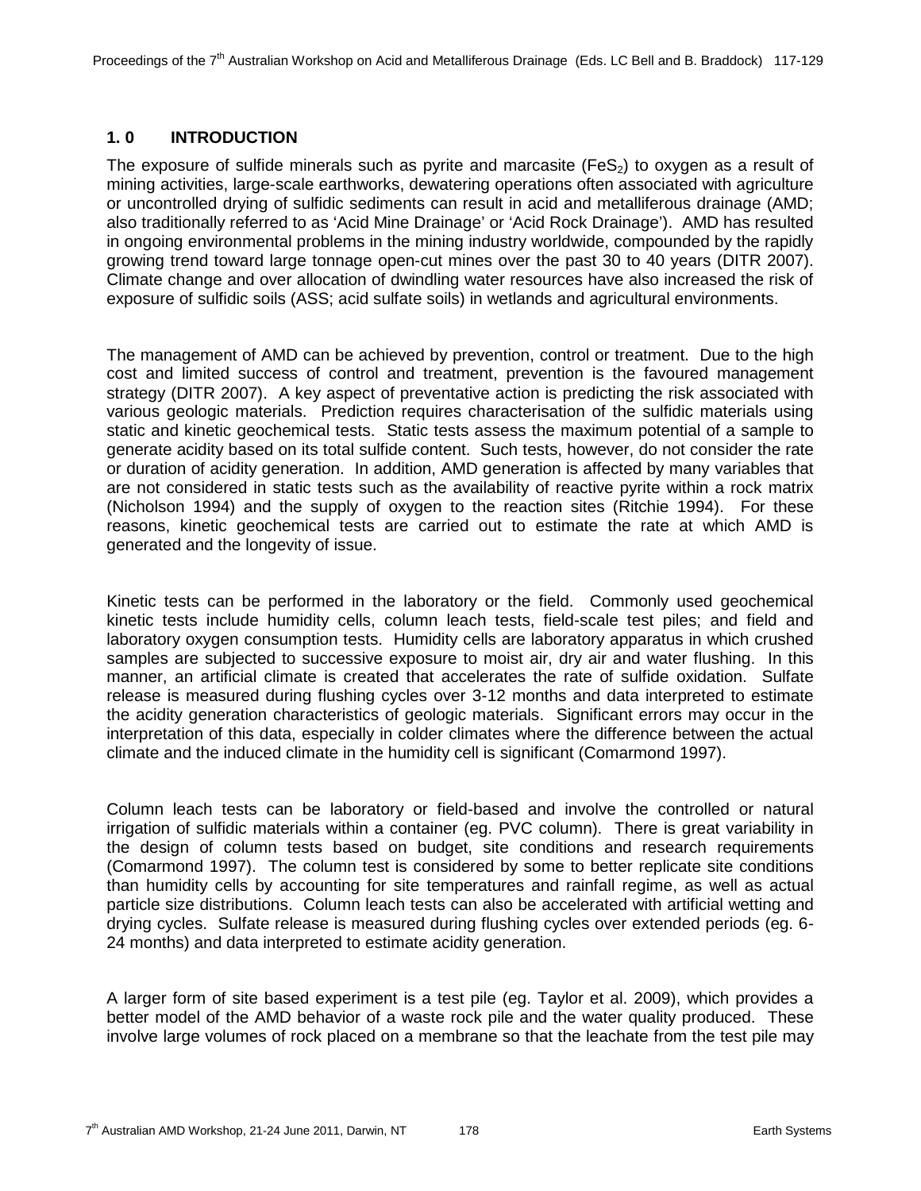## 1.0 INTRODUCTION

The exposure of sulfide minerals such as pyrite and marcasite ($FeS_2$) to oxygen as a result of mining activities, large-scale earthworks, dewatering operations often associated with agriculture or uncontrolled drying of sulfidic sediments can result in acid and metalliferous drainage (AMD; also traditionally referred to as 'Acid Mine Drainage' or 'Acid Rock Drainage'). AMD has resulted in ongoing environmental problems in the mining industry worldwide, compounded by the rapidly growing trend toward large tonnage open-cut mines over the past 30 to 40 years (DITR 2007). Climate change and over allocation of dwindling water resources have also increased the risk of exposure of sulfidic soils (ASS; acid sulfate soils) in wetlands and agricultural environments.

The management of AMD can be achieved by prevention, control or treatment. Due to the high cost and limited success of control and treatment, prevention is the favoured management strategy (DITR 2007). A key aspect of preventative action is predicting the risk associated with various geologic materials. Prediction requires characterisation of the sulfidic materials using static and kinetic geochemical tests. Static tests assess the maximum potential of a sample to generate acidity based on its total sulfide content. Such tests, however, do not consider the rate or duration of acidity generation. In addition, AMD generation is affected by many variables that are not considered in static tests such as the availability of reactive pyrite within a rock matrix (Nicholson 1994) and the supply of oxygen to the reaction sites (Ritchie 1994). For these reasons, kinetic geochemical tests are carried out to estimate the rate at which AMD is generated and the longevity of issue.

Kinetic tests can be performed in the laboratory or the field. Commonly used geochemical kinetic tests include humidity cells, column leach tests, field-scale test piles; and field and laboratory oxygen consumption tests. Humidity cells are laboratory apparatus in which crushed samples are subjected to successive exposure to moist air, dry air and water flushing. In this manner, an artificial climate is created that accelerates the rate of sulfide oxidation. Sulfate release is measured during flushing cycles over 3-12 months and data interpreted to estimate the acidity generation characteristics of geologic materials. Significant errors may occur in the interpretation of this data, especially in colder climates where the difference between the actual climate and the induced climate in the humidity cell is significant (Comarmond 1997).

Column leach tests can be laboratory or field-based and involve the controlled or natural irrigation of sulfidic materials within a container (eg. PVC column). There is great variability in the design of column tests based on budget, site conditions and research requirements (Comarmond 1997). The column test is considered by some to better replicate site conditions than humidity cells by accounting for site temperatures and rainfall regime, as well as actual particle size distributions. Column leach tests can also be accelerated with artificial wetting and drying cycles. Sulfate release is measured during flushing cycles over extended periods (eg. 6-24 months) and data interpreted to estimate acidity generation.

A larger form of site based experiment is a test pile (eg. Taylor et al. 2009), which provides a better model of the AMD behavior of a waste rock pile and the water quality produced. These involve large volumes of rock placed on a membrane so that the leachate from the test pile may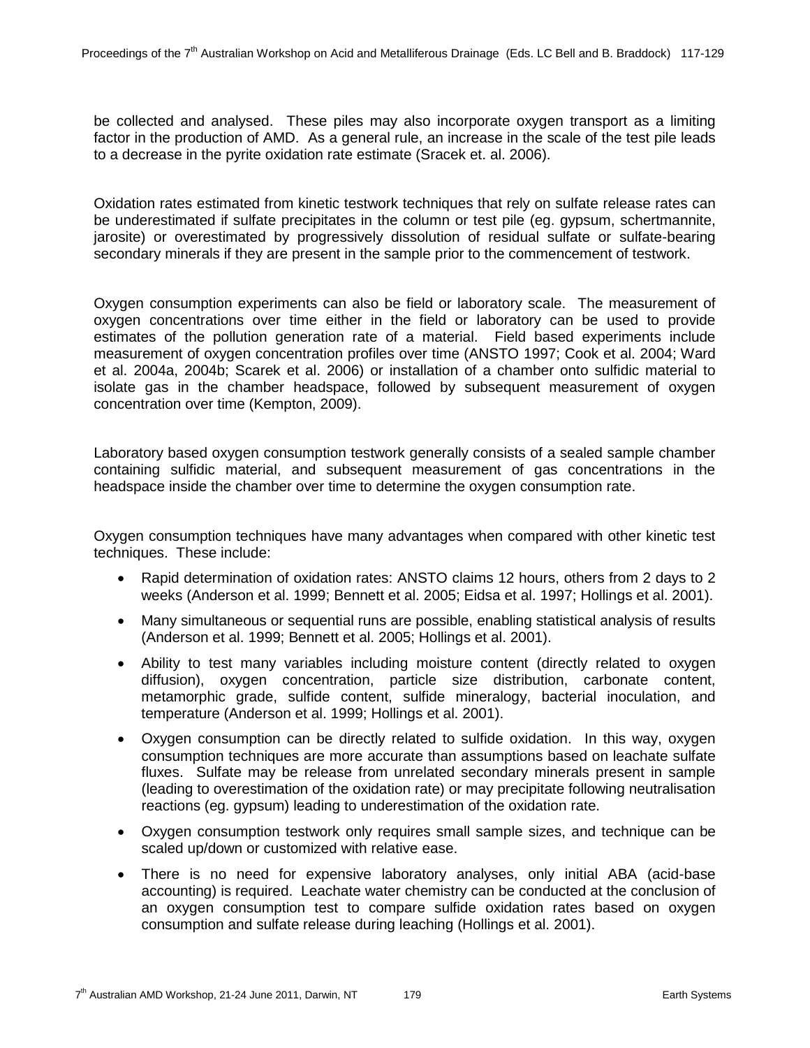be collected and analysed. These piles may also incorporate oxygen transport as a limiting factor in the production of AMD. As a general rule, an increase in the scale of the test pile leads to a decrease in the pyrite oxidation rate estimate (Sracek et. al. 2006).

Oxidation rates estimated from kinetic testwork techniques that rely on sulfate release rates can be underestimated if sulfate precipitates in the column or test pile (eg. gypsum, schertmannite, jarosite) or overestimated by progressively dissolution of residual sulfate or sulfate-bearing secondary minerals if they are present in the sample prior to the commencement of testwork.

Oxygen consumption experiments can also be field or laboratory scale. The measurement of oxygen concentrations over time either in the field or laboratory can be used to provide estimates of the pollution generation rate of a material. Field based experiments include measurement of oxygen concentration profiles over time (ANSTO 1997; Cook et al. 2004; Ward et al. 2004a, 2004b; Scarek et al. 2006) or installation of a chamber onto sulfidic material to isolate gas in the chamber headspace, followed by subsequent measurement of oxygen concentration over time (Kempton, 2009).

Laboratory based oxygen consumption testwork generally consists of a sealed sample chamber containing sulfidic material, and subsequent measurement of gas concentrations in the headspace inside the chamber over time to determine the oxygen consumption rate.

Oxygen consumption techniques have many advantages when compared with other kinetic test techniques. These include:

- Rapid determination of oxidation rates: ANSTO claims 12 hours, others from 2 days to 2 weeks (Anderson et al. 1999; Bennett et al. 2005; Eidsa et al. 1997; Hollings et al. 2001).
- Many simultaneous or sequential runs are possible, enabling statistical analysis of results (Anderson et al. 1999; Bennett et al. 2005; Hollings et al. 2001).
- Ability to test many variables including moisture content (directly related to oxygen diffusion), oxygen concentration, particle size distribution, carbonate content, metamorphic grade, sulfide content, sulfide mineralogy, bacterial inoculation, and temperature (Anderson et al. 1999; Hollings et al. 2001).
- Oxygen consumption can be directly related to sulfide oxidation. In this way, oxygen consumption techniques are more accurate than assumptions based on leachate sulfate fluxes. Sulfate may be release from unrelated secondary minerals present in sample (leading to overestimation of the oxidation rate) or may precipitate following neutralisation reactions (eg. gypsum) leading to underestimation of the oxidation rate.
- Oxygen consumption testwork only requires small sample sizes, and technique can be scaled up/down or customized with relative ease.
- There is no need for expensive laboratory analyses, only initial ABA (acid-base accounting) is required. Leachate water chemistry can be conducted at the conclusion of an oxygen consumption test to compare sulfide oxidation rates based on oxygen consumption and sulfate release during leaching (Hollings et al. 2001).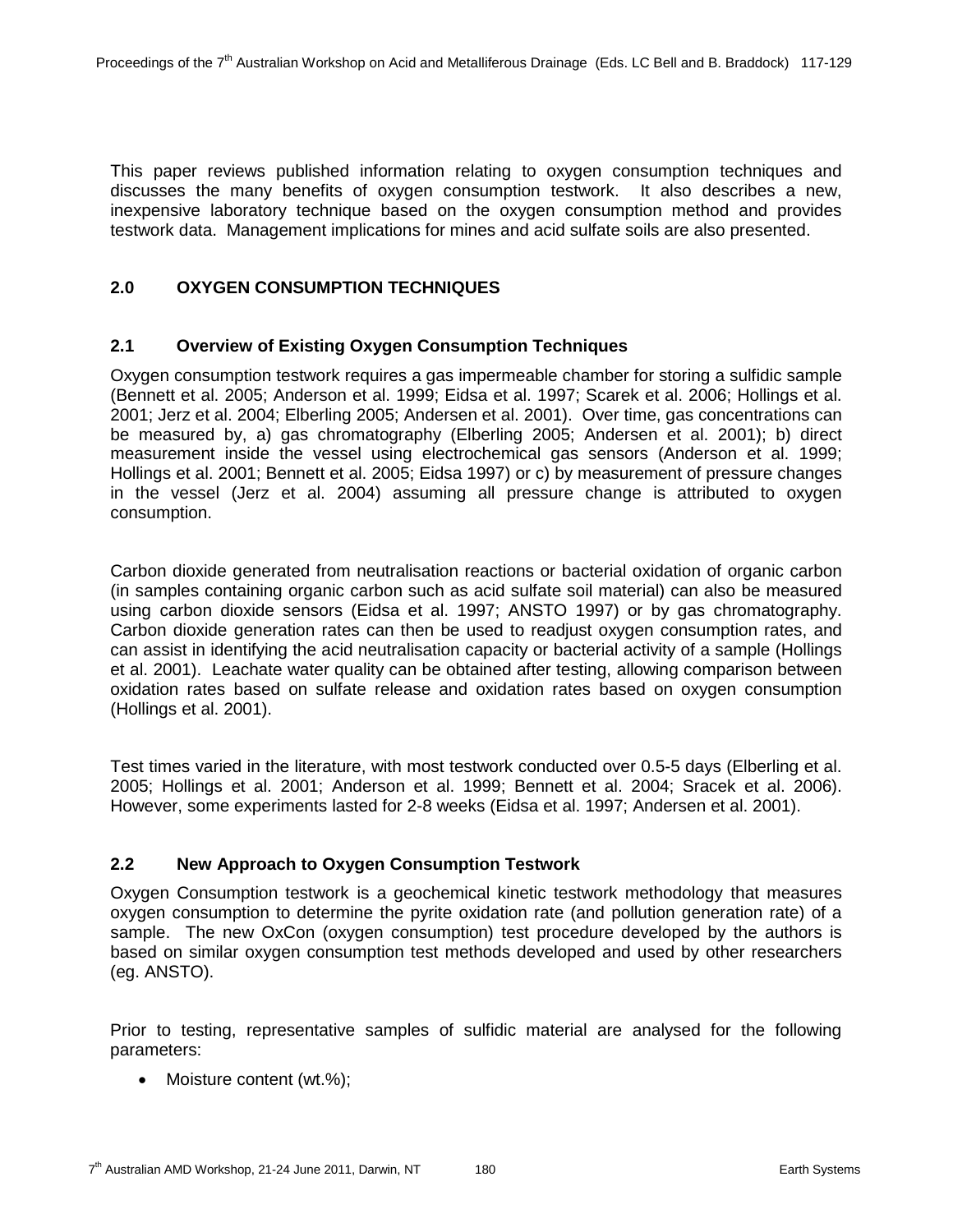This paper reviews published information relating to oxygen consumption techniques and discusses the many benefits of oxygen consumption testwork. It also describes a new, inexpensive laboratory technique based on the oxygen consumption method and provides testwork data. Management implications for mines and acid sulfate soils are also presented.

## 2.0 OXYGEN CONSUMPTION TECHNIQUES

### 2.1 Overview of Existing Oxygen Consumption Techniques

Oxygen consumption testwork requires a gas impermeable chamber for storing a sulfidic sample (Bennett et al. 2005; Anderson et al. 1999; Eidsa et al. 1997; Scarek et al. 2006; Hollings et al. 2001; Jerz et al. 2004; Elberling 2005; Andersen et al. 2001). Over time, gas concentrations can be measured by, a) gas chromatography (Elberling 2005; Andersen et al. 2001); b) direct measurement inside the vessel using electrochemical gas sensors (Anderson et al. 1999; Hollings et al. 2001; Bennett et al. 2005; Eidsa 1997) or c) by measurement of pressure changes in the vessel (Jerz et al. 2004) assuming all pressure change is attributed to oxygen consumption.

Carbon dioxide generated from neutralisation reactions or bacterial oxidation of organic carbon (in samples containing organic carbon such as acid sulfate soil material) can also be measured using carbon dioxide sensors (Eidsa et al. 1997; ANSTO 1997) or by gas chromatography. Carbon dioxide generation rates can then be used to readjust oxygen consumption rates, and can assist in identifying the acid neutralisation capacity or bacterial activity of a sample (Hollings et al. 2001). Leachate water quality can be obtained after testing, allowing comparison between oxidation rates based on sulfate release and oxidation rates based on oxygen consumption (Hollings et al. 2001).

Test times varied in the literature, with most testwork conducted over 0.5-5 days (Elberling et al. 2005; Hollings et al. 2001; Anderson et al. 1999; Bennett et al. 2004; Sracek et al. 2006). However, some experiments lasted for 2-8 weeks (Eidsa et al. 1997; Andersen et al. 2001).

### 2.2 New Approach to Oxygen Consumption Testwork

Oxygen Consumption testwork is a geochemical kinetic testwork methodology that measures oxygen consumption to determine the pyrite oxidation rate (and pollution generation rate) of a sample. The new OxCon (oxygen consumption) test procedure developed by the authors is based on similar oxygen consumption test methods developed and used by other researchers (eg. ANSTO).

Prior to testing, representative samples of sulfidic material are analysed for the following parameters:

- Moisture content (wt.%);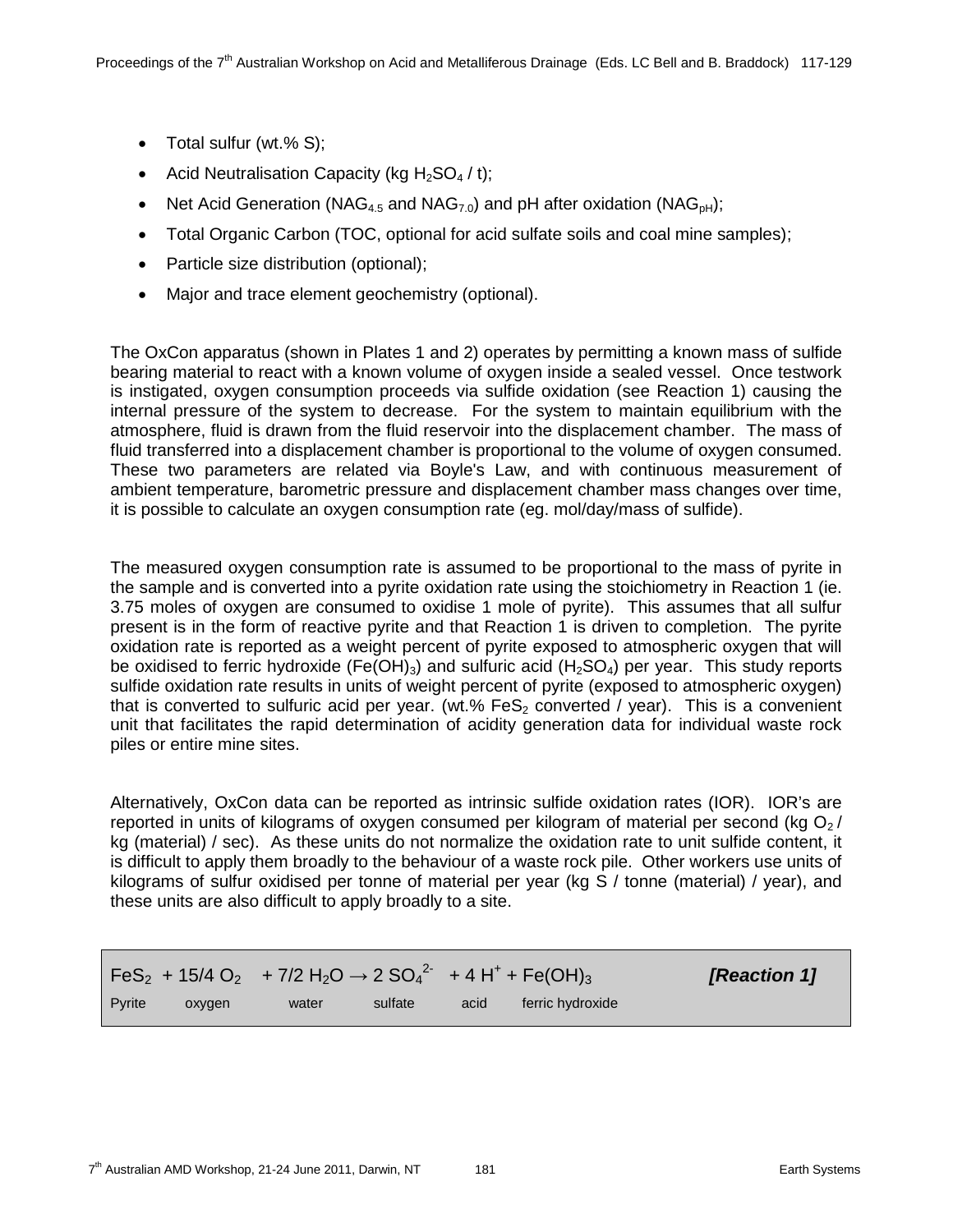- Total sulfur (wt.% S);
- Acid Neutralisation Capacity (kg $H_2SO_4$ / t);
- Net Acid Generation ($NAG_{4.5}$ and $NAG_{7.0}$) and pH after oxidation ($NAG_{pH}$);
- Total Organic Carbon (TOC, optional for acid sulfate soils and coal mine samples);
- Particle size distribution (optional);
- Major and trace element geochemistry (optional).

The OxCon apparatus (shown in Plates 1 and 2) operates by permitting a known mass of sulfide bearing material to react with a known volume of oxygen inside a sealed vessel. Once testwork is instigated, oxygen consumption proceeds via sulfide oxidation (see Reaction 1) causing the internal pressure of the system to decrease. For the system to maintain equilibrium with the atmosphere, fluid is drawn from the fluid reservoir into the displacement chamber. The mass of fluid transferred into a displacement chamber is proportional to the volume of oxygen consumed. These two parameters are related via Boyle's Law, and with continuous measurement of ambient temperature, barometric pressure and displacement chamber mass changes over time, it is possible to calculate an oxygen consumption rate (eg. mol/day/mass of sulfide).

The measured oxygen consumption rate is assumed to be proportional to the mass of pyrite in the sample and is converted into a pyrite oxidation rate using the stoichiometry in Reaction 1 (ie. 3.75 moles of oxygen are consumed to oxidise 1 mole of pyrite). This assumes that all sulfur present is in the form of reactive pyrite and that Reaction 1 is driven to completion. The pyrite oxidation rate is reported as a weight percent of pyrite exposed to atmospheric oxygen that will be oxidised to ferric hydroxide ($Fe(OH)_3$) and sulfuric acid ($H_2SO_4$) per year. This study reports sulfide oxidation rate results in units of weight percent of pyrite (exposed to atmospheric oxygen) that is converted to sulfuric acid per year. (wt.% $FeS_2$ converted / year). This is a convenient unit that facilitates the rapid determination of acidity generation data for individual waste rock piles or entire mine sites.

Alternatively, OxCon data can be reported as intrinsic sulfide oxidation rates (IOR). IOR's are reported in units of kilograms of oxygen consumed per kilogram of material per second (kg $O_2$ / kg (material) / sec). As these units do not normalize the oxidation rate to unit sulfide content, it is difficult to apply them broadly to the behaviour of a waste rock pile. Other workers use units of kilograms of sulfur oxidised per tonne of material per year (kg S / tonne (material) / year), and these units are also difficult to apply broadly to a site.

$$FeS_2 + 15/4\, O_2 + 7/2\, H_2O \rightarrow 2\, SO_4^{2-} + 4\, H^+ + Fe(OH)_3 \qquad \textbf{\textit{[Reaction 1]}}$$

Pyrite — oxygen — water — sulfate — acid — ferric hydroxide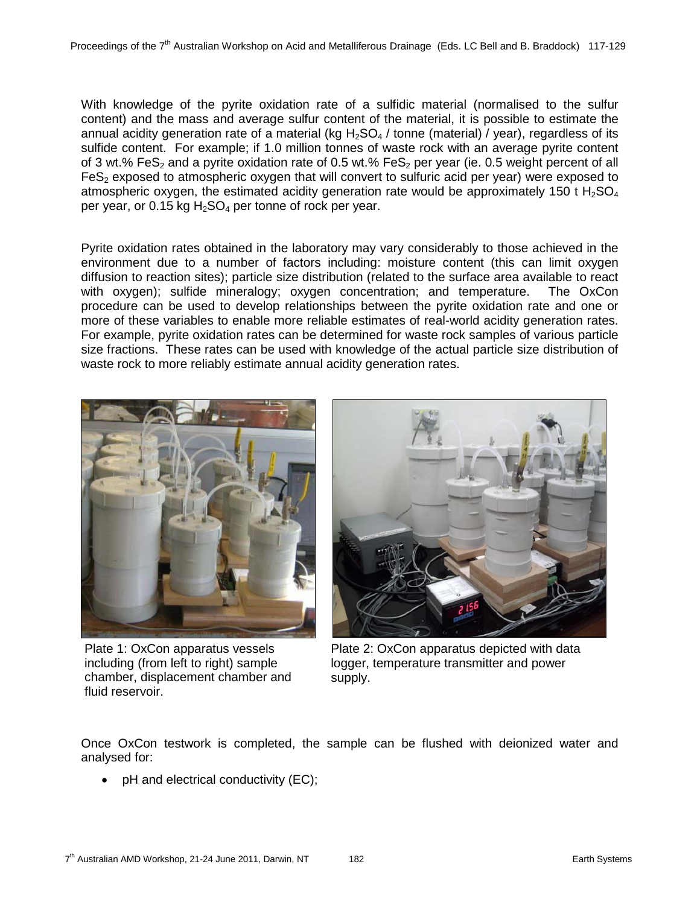With knowledge of the pyrite oxidation rate of a sulfidic material (normalised to the sulfur content) and the mass and average sulfur content of the material, it is possible to estimate the annual acidity generation rate of a material (kg $H_2SO_4$ / tonne (material) / year), regardless of its sulfide content. For example; if 1.0 million tonnes of waste rock with an average pyrite content of 3 wt.% $FeS_2$ and a pyrite oxidation rate of 0.5 wt.% $FeS_2$ per year (ie. 0.5 weight percent of all $FeS_2$ exposed to atmospheric oxygen that will convert to sulfuric acid per year) were exposed to atmospheric oxygen, the estimated acidity generation rate would be approximately 150 t $H_2SO_4$ per year, or 0.15 kg $H_2SO_4$ per tonne of rock per year.

Pyrite oxidation rates obtained in the laboratory may vary considerably to those achieved in the environment due to a number of factors including: moisture content (this can limit oxygen diffusion to reaction sites); particle size distribution (related to the surface area available to react with oxygen); sulfide mineralogy; oxygen concentration; and temperature. The OxCon procedure can be used to develop relationships between the pyrite oxidation rate and one or more of these variables to enable more reliable estimates of real-world acidity generation rates. For example, pyrite oxidation rates can be determined for waste rock samples of various particle size fractions. These rates can be used with knowledge of the actual particle size distribution of waste rock to more reliably estimate annual acidity generation rates.

Plate 1: OxCon apparatus vessels including (from left to right) sample chamber, displacement chamber and fluid reservoir.

Plate 2: OxCon apparatus depicted with data logger, temperature transmitter and power supply.

Once OxCon testwork is completed, the sample can be flushed with deionized water and analysed for:

- pH and electrical conductivity (EC);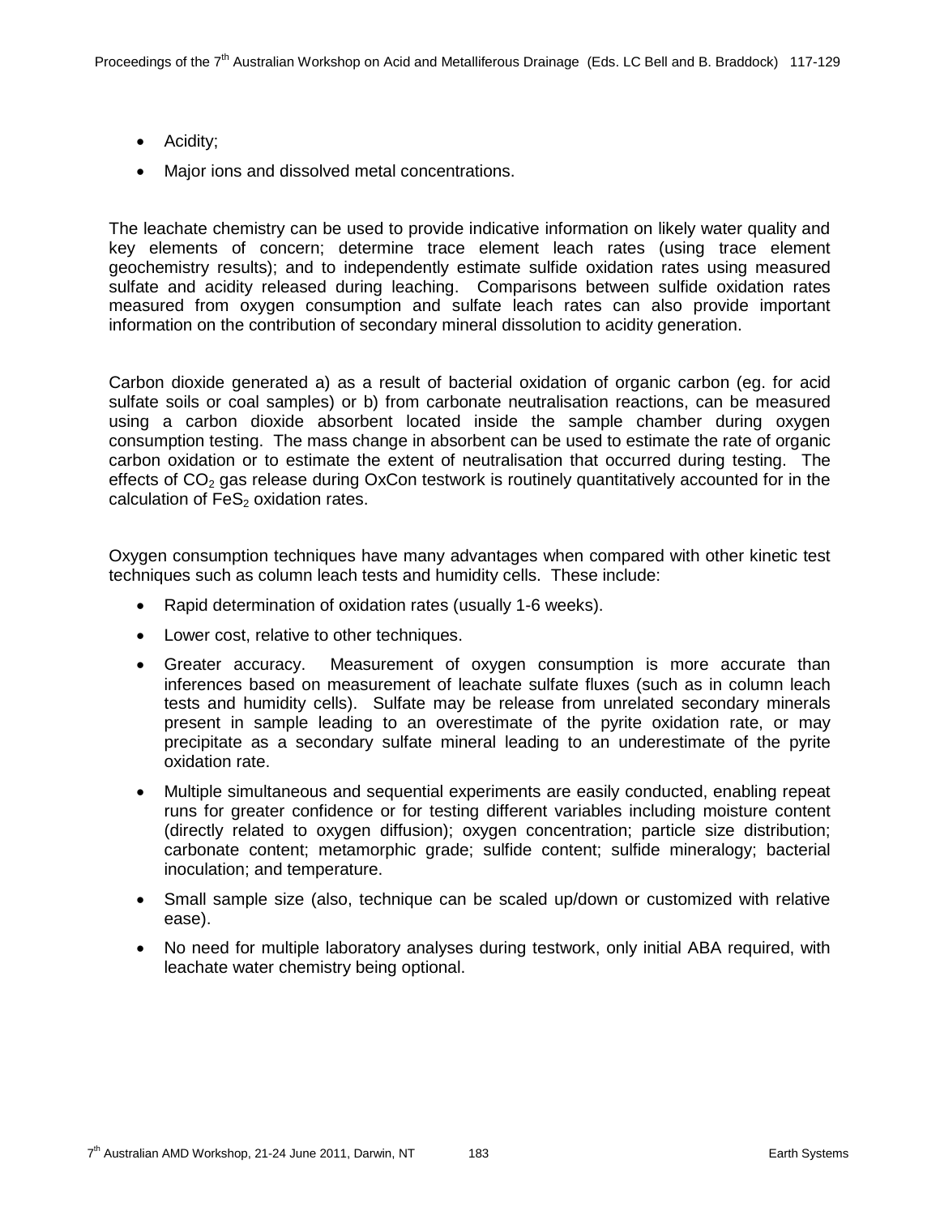- Acidity;
- Major ions and dissolved metal concentrations.

The leachate chemistry can be used to provide indicative information on likely water quality and key elements of concern; determine trace element leach rates (using trace element geochemistry results); and to independently estimate sulfide oxidation rates using measured sulfate and acidity released during leaching. Comparisons between sulfide oxidation rates measured from oxygen consumption and sulfate leach rates can also provide important information on the contribution of secondary mineral dissolution to acidity generation.

Carbon dioxide generated a) as a result of bacterial oxidation of organic carbon (eg. for acid sulfate soils or coal samples) or b) from carbonate neutralisation reactions, can be measured using a carbon dioxide absorbent located inside the sample chamber during oxygen consumption testing. The mass change in absorbent can be used to estimate the rate of organic carbon oxidation or to estimate the extent of neutralisation that occurred during testing. The effects of $CO_2$ gas release during OxCon testwork is routinely quantitatively accounted for in the calculation of $FeS_2$ oxidation rates.

Oxygen consumption techniques have many advantages when compared with other kinetic test techniques such as column leach tests and humidity cells. These include:

- Rapid determination of oxidation rates (usually 1-6 weeks).
- Lower cost, relative to other techniques.
- Greater accuracy. Measurement of oxygen consumption is more accurate than inferences based on measurement of leachate sulfate fluxes (such as in column leach tests and humidity cells). Sulfate may be release from unrelated secondary minerals present in sample leading to an overestimate of the pyrite oxidation rate, or may precipitate as a secondary sulfate mineral leading to an underestimate of the pyrite oxidation rate.
- Multiple simultaneous and sequential experiments are easily conducted, enabling repeat runs for greater confidence or for testing different variables including moisture content (directly related to oxygen diffusion); oxygen concentration; particle size distribution; carbonate content; metamorphic grade; sulfide content; sulfide mineralogy; bacterial inoculation; and temperature.
- Small sample size (also, technique can be scaled up/down or customized with relative ease).
- No need for multiple laboratory analyses during testwork, only initial ABA required, with leachate water chemistry being optional.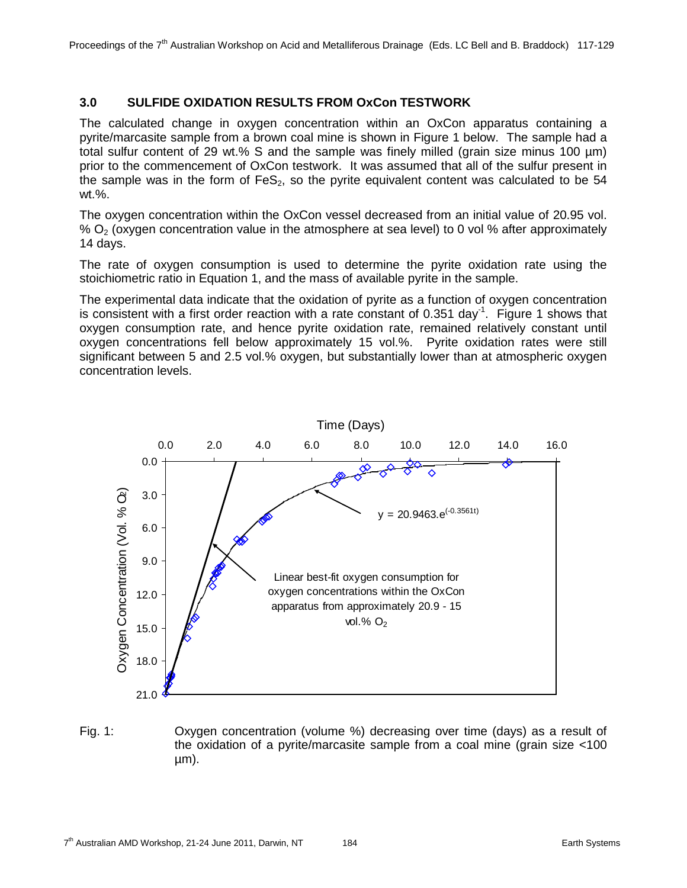## 3.0 SULFIDE OXIDATION RESULTS FROM OxCon TESTWORK

The calculated change in oxygen concentration within an OxCon apparatus containing a pyrite/marcasite sample from a brown coal mine is shown in Figure 1 below. The sample had a total sulfur content of 29 wt.% S and the sample was finely milled (grain size minus 100 µm) prior to the commencement of OxCon testwork. It was assumed that all of the sulfur present in the sample was in the form of $FeS_2$, so the pyrite equivalent content was calculated to be 54 wt.%.

The oxygen concentration within the OxCon vessel decreased from an initial value of 20.95 vol. % $O_2$ (oxygen concentration value in the atmosphere at sea level) to 0 vol % after approximately 14 days.

The rate of oxygen consumption is used to determine the pyrite oxidation rate using the stoichiometric ratio in Equation 1, and the mass of available pyrite in the sample.

The experimental data indicate that the oxidation of pyrite as a function of oxygen concentration is consistent with a first order reaction with a rate constant of 0.351 $day^{-1}$. Figure 1 shows that oxygen consumption rate, and hence pyrite oxidation rate, remained relatively constant until oxygen concentrations fell below approximately 15 vol.%. Pyrite oxidation rates were still significant between 5 and 2.5 vol.% oxygen, but substantially lower than at atmospheric oxygen concentration levels.

Fig. 1: Oxygen concentration (volume %) decreasing over time (days) as a result of the oxidation of a pyrite/marcasite sample from a coal mine (grain size <100 µm).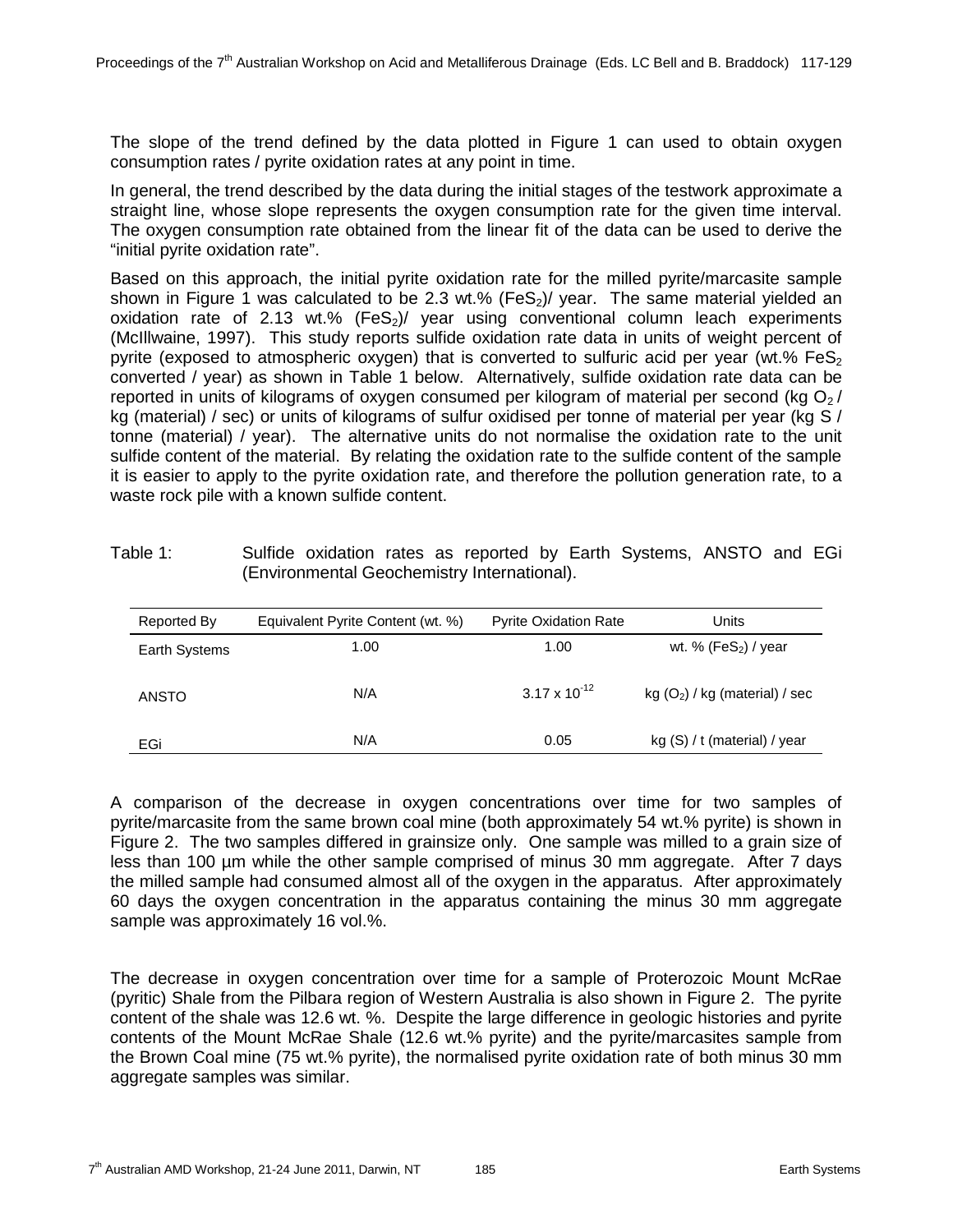The slope of the trend defined by the data plotted in Figure 1 can used to obtain oxygen consumption rates / pyrite oxidation rates at any point in time.

In general, the trend described by the data during the initial stages of the testwork approximate a straight line, whose slope represents the oxygen consumption rate for the given time interval. The oxygen consumption rate obtained from the linear fit of the data can be used to derive the "initial pyrite oxidation rate".

Based on this approach, the initial pyrite oxidation rate for the milled pyrite/marcasite sample shown in Figure 1 was calculated to be 2.3 wt.% ($FeS_2$)/ year. The same material yielded an oxidation rate of 2.13 wt.% ($FeS_2$)/ year using conventional column leach experiments (McIllwaine, 1997). This study reports sulfide oxidation rate data in units of weight percent of pyrite (exposed to atmospheric oxygen) that is converted to sulfuric acid per year (wt.% $FeS_2$ converted / year) as shown in Table 1 below. Alternatively, sulfide oxidation rate data can be reported in units of kilograms of oxygen consumed per kilogram of material per second (kg $O_2$ / kg (material) / sec) or units of kilograms of sulfur oxidised per tonne of material per year (kg S / tonne (material) / year). The alternative units do not normalise the oxidation rate to the unit sulfide content of the material. By relating the oxidation rate to the sulfide content of the sample it is easier to apply to the pyrite oxidation rate, and therefore the pollution generation rate, to a waste rock pile with a known sulfide content.

Table 1: Sulfide oxidation rates as reported by Earth Systems, ANSTO and EGi (Environmental Geochemistry International).

| Reported By | Equivalent Pyrite Content (wt. %) | Pyrite Oxidation Rate | Units |
|---|---|---|---|
| Earth Systems | 1.00 | 1.00 | wt. % ($FeS_2$) / year |
| ANSTO | N/A | $3.17 \times 10^{-12}$ | kg ($O_2$) / kg (material) / sec |
| EGi | N/A | 0.05 | kg (S) / t (material) / year |

A comparison of the decrease in oxygen concentrations over time for two samples of pyrite/marcasite from the same brown coal mine (both approximately 54 wt.% pyrite) is shown in Figure 2. The two samples differed in grainsize only. One sample was milled to a grain size of less than 100 µm while the other sample comprised of minus 30 mm aggregate. After 7 days the milled sample had consumed almost all of the oxygen in the apparatus. After approximately 60 days the oxygen concentration in the apparatus containing the minus 30 mm aggregate sample was approximately 16 vol.%.

The decrease in oxygen concentration over time for a sample of Proterozoic Mount McRae (pyritic) Shale from the Pilbara region of Western Australia is also shown in Figure 2. The pyrite content of the shale was 12.6 wt. %. Despite the large difference in geologic histories and pyrite contents of the Mount McRae Shale (12.6 wt.% pyrite) and the pyrite/marcasites sample from the Brown Coal mine (75 wt.% pyrite), the normalised pyrite oxidation rate of both minus 30 mm aggregate samples was similar.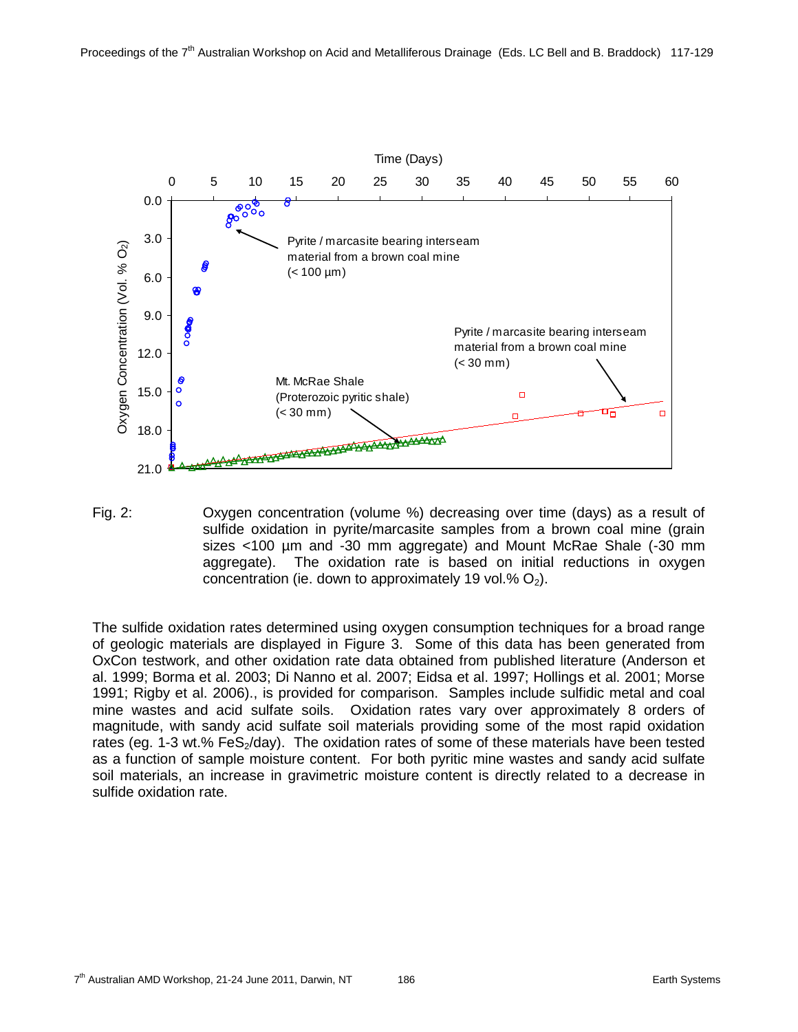Fig. 2: Oxygen concentration (volume %) decreasing over time (days) as a result of sulfide oxidation in pyrite/marcasite samples from a brown coal mine (grain sizes <100 µm and -30 mm aggregate) and Mount McRae Shale (-30 mm aggregate). The oxidation rate is based on initial reductions in oxygen concentration (ie. down to approximately 19 vol.% $O_2$).

The sulfide oxidation rates determined using oxygen consumption techniques for a broad range of geologic materials are displayed in Figure 3. Some of this data has been generated from OxCon testwork, and other oxidation rate data obtained from published literature (Anderson et al. 1999; Borma et al. 2003; Di Nanno et al. 2007; Eidsa et al. 1997; Hollings et al. 2001; Morse 1991; Rigby et al. 2006)., is provided for comparison. Samples include sulfidic metal and coal mine wastes and acid sulfate soils. Oxidation rates vary over approximately 8 orders of magnitude, with sandy acid sulfate soil materials providing some of the most rapid oxidation rates (eg. 1-3 wt.% $FeS_2$/day). The oxidation rates of some of these materials have been tested as a function of sample moisture content. For both pyritic mine wastes and sandy acid sulfate soil materials, an increase in gravimetric moisture content is directly related to a decrease in sulfide oxidation rate.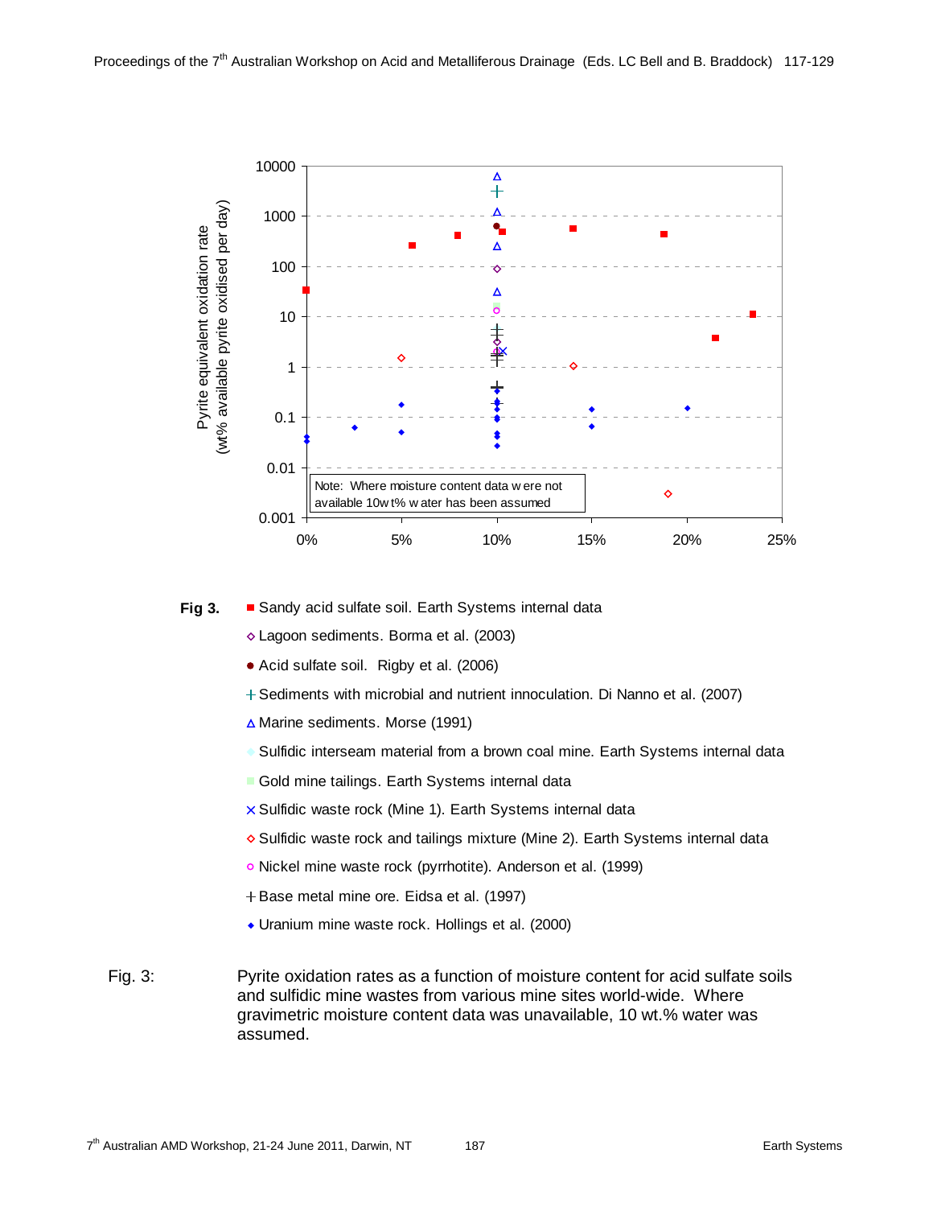Note: Where moisture content data were not available 10wt% water has been assumed

**Fig 3.**

- Sandy acid sulfate soil. Earth Systems internal data
- Lagoon sediments. Borma et al. (2003)
- Acid sulfate soil. Rigby et al. (2006)
- Sediments with microbial and nutrient innoculation. Di Nanno et al. (2007)
- Marine sediments. Morse (1991)
- Sulfidic interseam material from a brown coal mine. Earth Systems internal data
- Gold mine tailings. Earth Systems internal data
- Sulfidic waste rock (Mine 1). Earth Systems internal data
- Sulfidic waste rock and tailings mixture (Mine 2). Earth Systems internal data
- Nickel mine waste rock (pyrrhotite). Anderson et al. (1999)
- Base metal mine ore. Eidsa et al. (1997)
- Uranium mine waste rock. Hollings et al. (2000)

Fig. 3: Pyrite oxidation rates as a function of moisture content for acid sulfate soils and sulfidic mine wastes from various mine sites world-wide. Where gravimetric moisture content data was unavailable, 10 wt.% water was assumed.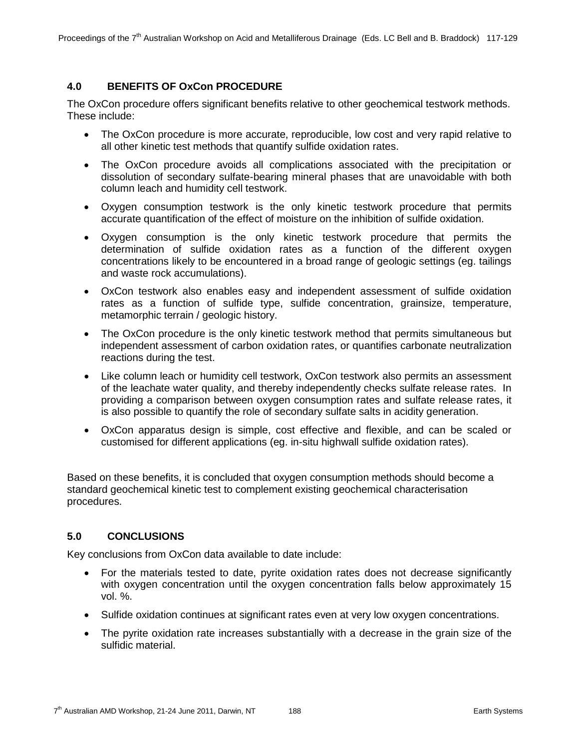## 4.0 BENEFITS OF OxCon PROCEDURE

The OxCon procedure offers significant benefits relative to other geochemical testwork methods. These include:

- The OxCon procedure is more accurate, reproducible, low cost and very rapid relative to all other kinetic test methods that quantify sulfide oxidation rates.
- The OxCon procedure avoids all complications associated with the precipitation or dissolution of secondary sulfate-bearing mineral phases that are unavoidable with both column leach and humidity cell testwork.
- Oxygen consumption testwork is the only kinetic testwork procedure that permits accurate quantification of the effect of moisture on the inhibition of sulfide oxidation.
- Oxygen consumption is the only kinetic testwork procedure that permits the determination of sulfide oxidation rates as a function of the different oxygen concentrations likely to be encountered in a broad range of geologic settings (eg. tailings and waste rock accumulations).
- OxCon testwork also enables easy and independent assessment of sulfide oxidation rates as a function of sulfide type, sulfide concentration, grainsize, temperature, metamorphic terrain / geologic history.
- The OxCon procedure is the only kinetic testwork method that permits simultaneous but independent assessment of carbon oxidation rates, or quantifies carbonate neutralization reactions during the test.
- Like column leach or humidity cell testwork, OxCon testwork also permits an assessment of the leachate water quality, and thereby independently checks sulfate release rates. In providing a comparison between oxygen consumption rates and sulfate release rates, it is also possible to quantify the role of secondary sulfate salts in acidity generation.
- OxCon apparatus design is simple, cost effective and flexible, and can be scaled or customised for different applications (eg. in-situ highwall sulfide oxidation rates).

Based on these benefits, it is concluded that oxygen consumption methods should become a standard geochemical kinetic test to complement existing geochemical characterisation procedures.

## 5.0 CONCLUSIONS

Key conclusions from OxCon data available to date include:

- For the materials tested to date, pyrite oxidation rates does not decrease significantly with oxygen concentration until the oxygen concentration falls below approximately 15 vol. %.
- Sulfide oxidation continues at significant rates even at very low oxygen concentrations.
- The pyrite oxidation rate increases substantially with a decrease in the grain size of the sulfidic material.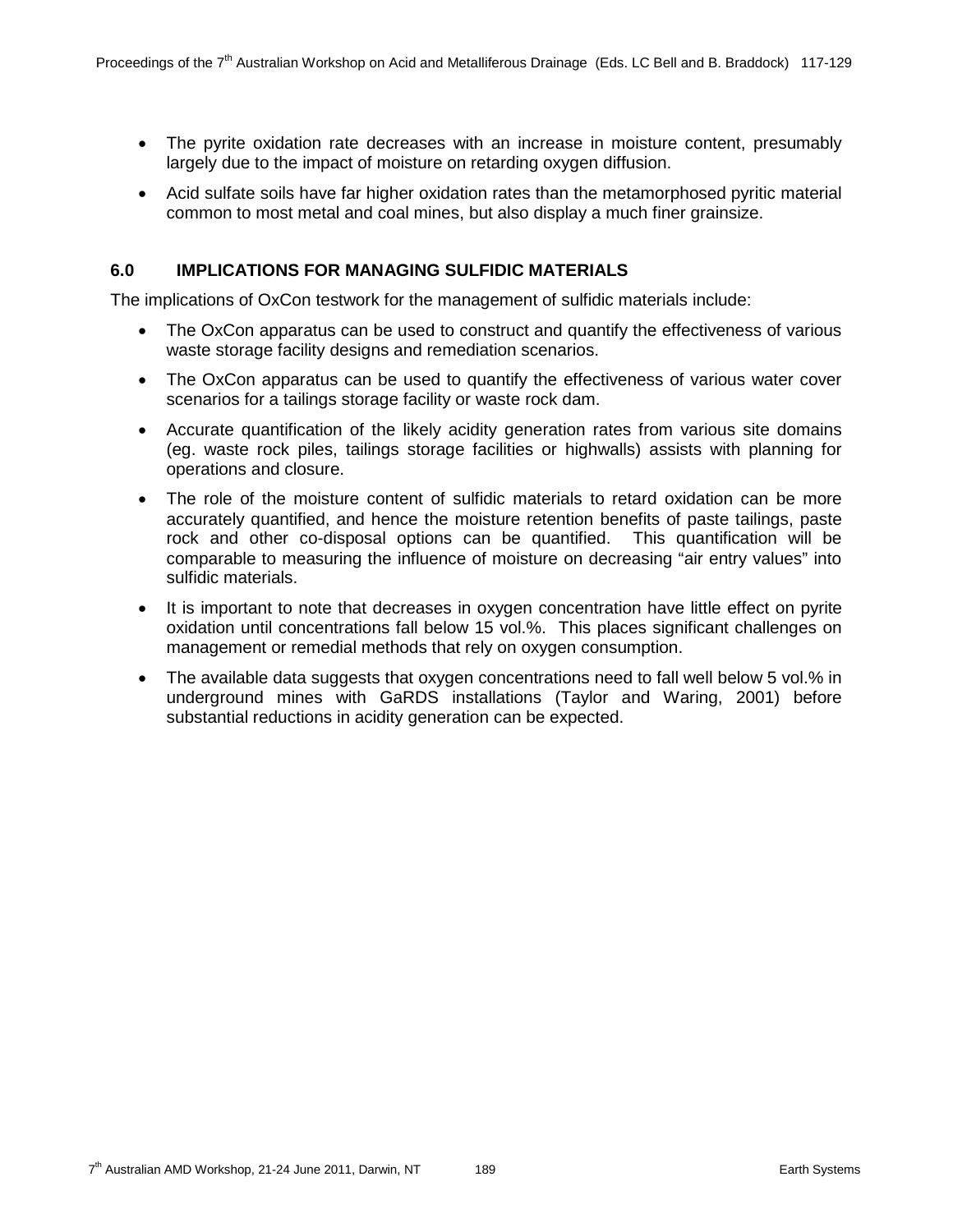- The pyrite oxidation rate decreases with an increase in moisture content, presumably largely due to the impact of moisture on retarding oxygen diffusion.
- Acid sulfate soils have far higher oxidation rates than the metamorphosed pyritic material common to most metal and coal mines, but also display a much finer grainsize.

## 6.0 IMPLICATIONS FOR MANAGING SULFIDIC MATERIALS

The implications of OxCon testwork for the management of sulfidic materials include:

- The OxCon apparatus can be used to construct and quantify the effectiveness of various waste storage facility designs and remediation scenarios.
- The OxCon apparatus can be used to quantify the effectiveness of various water cover scenarios for a tailings storage facility or waste rock dam.
- Accurate quantification of the likely acidity generation rates from various site domains (eg. waste rock piles, tailings storage facilities or highwalls) assists with planning for operations and closure.
- The role of the moisture content of sulfidic materials to retard oxidation can be more accurately quantified, and hence the moisture retention benefits of paste tailings, paste rock and other co-disposal options can be quantified. This quantification will be comparable to measuring the influence of moisture on decreasing "air entry values" into sulfidic materials.
- It is important to note that decreases in oxygen concentration have little effect on pyrite oxidation until concentrations fall below 15 vol.%. This places significant challenges on management or remedial methods that rely on oxygen consumption.
- The available data suggests that oxygen concentrations need to fall well below 5 vol.% in underground mines with GaRDS installations (Taylor and Waring, 2001) before substantial reductions in acidity generation can be expected.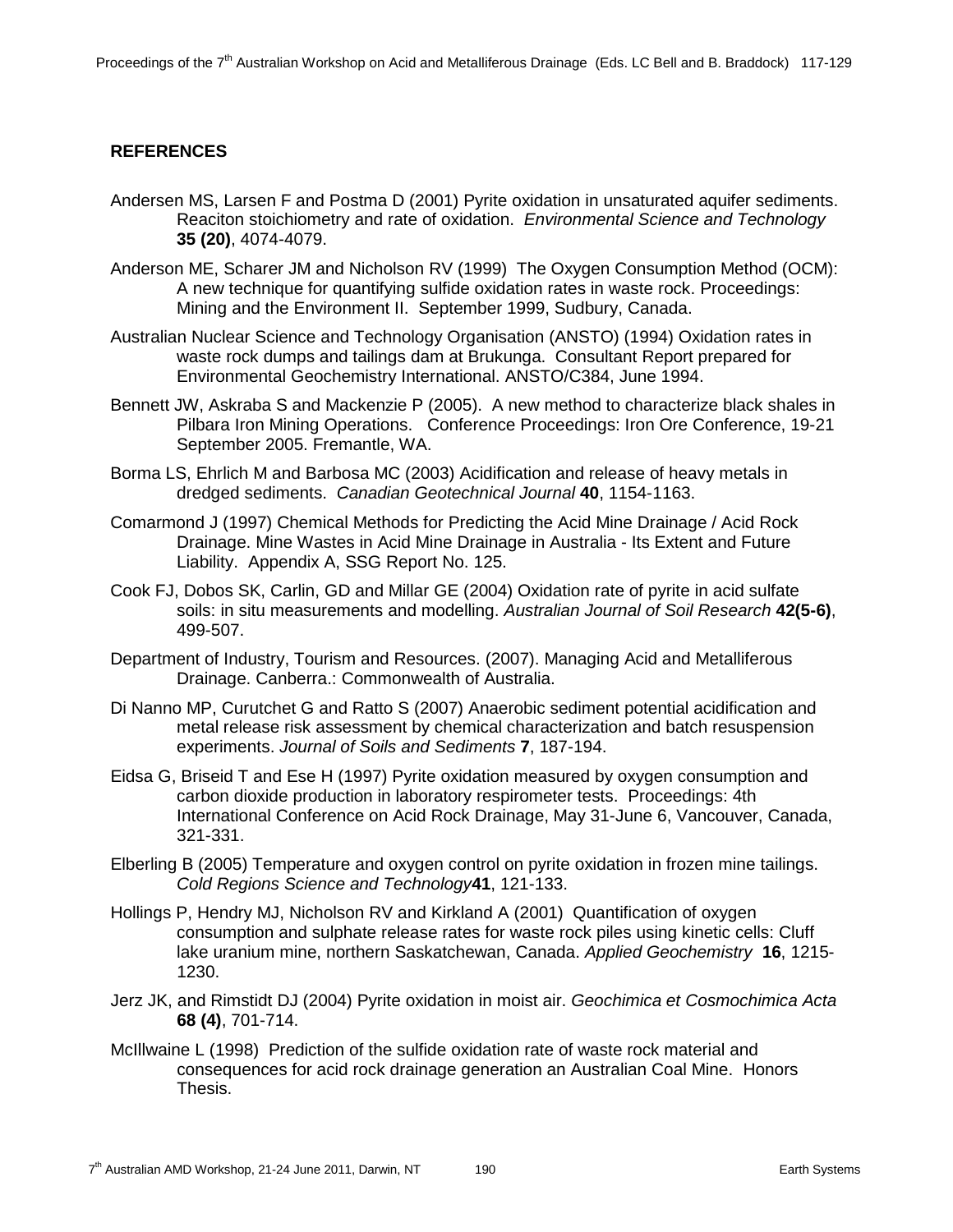## REFERENCES

Andersen MS, Larsen F and Postma D (2001) Pyrite oxidation in unsaturated aquifer sediments. Reaciton stoichiometry and rate of oxidation. *Environmental Science and Technology* **35 (20)**, 4074-4079.

Anderson ME, Scharer JM and Nicholson RV (1999) The Oxygen Consumption Method (OCM): A new technique for quantifying sulfide oxidation rates in waste rock. Proceedings: Mining and the Environment II. September 1999, Sudbury, Canada.

Australian Nuclear Science and Technology Organisation (ANSTO) (1994) Oxidation rates in waste rock dumps and tailings dam at Brukunga. Consultant Report prepared for Environmental Geochemistry International. ANSTO/C384, June 1994.

Bennett JW, Askraba S and Mackenzie P (2005). A new method to characterize black shales in Pilbara Iron Mining Operations. Conference Proceedings: Iron Ore Conference, 19-21 September 2005. Fremantle, WA.

Borma LS, Ehrlich M and Barbosa MC (2003) Acidification and release of heavy metals in dredged sediments. *Canadian Geotechnical Journal* **40**, 1154-1163.

Comarmond J (1997) Chemical Methods for Predicting the Acid Mine Drainage / Acid Rock Drainage. Mine Wastes in Acid Mine Drainage in Australia - Its Extent and Future Liability. Appendix A, SSG Report No. 125.

Cook FJ, Dobos SK, Carlin, GD and Millar GE (2004) Oxidation rate of pyrite in acid sulfate soils: in situ measurements and modelling. *Australian Journal of Soil Research* **42(5-6)**, 499-507.

Department of Industry, Tourism and Resources. (2007). Managing Acid and Metalliferous Drainage. Canberra.: Commonwealth of Australia.

Di Nanno MP, Curutchet G and Ratto S (2007) Anaerobic sediment potential acidification and metal release risk assessment by chemical characterization and batch resuspension experiments. *Journal of Soils and Sediments* **7**, 187-194.

Eidsa G, Briseid T and Ese H (1997) Pyrite oxidation measured by oxygen consumption and carbon dioxide production in laboratory respirometer tests. Proceedings: 4th International Conference on Acid Rock Drainage, May 31-June 6, Vancouver, Canada, 321-331.

Elberling B (2005) Temperature and oxygen control on pyrite oxidation in frozen mine tailings. *Cold Regions Science and Technology* **41**, 121-133.

Hollings P, Hendry MJ, Nicholson RV and Kirkland A (2001) Quantification of oxygen consumption and sulphate release rates for waste rock piles using kinetic cells: Cluff lake uranium mine, northern Saskatchewan, Canada. *Applied Geochemistry* **16**, 1215-1230.

Jerz JK, and Rimstidt DJ (2004) Pyrite oxidation in moist air. *Geochimica et Cosmochimica Acta* **68 (4)**, 701-714.

McIllwaine L (1998) Prediction of the sulfide oxidation rate of waste rock material and consequences for acid rock drainage generation an Australian Coal Mine. Honors Thesis.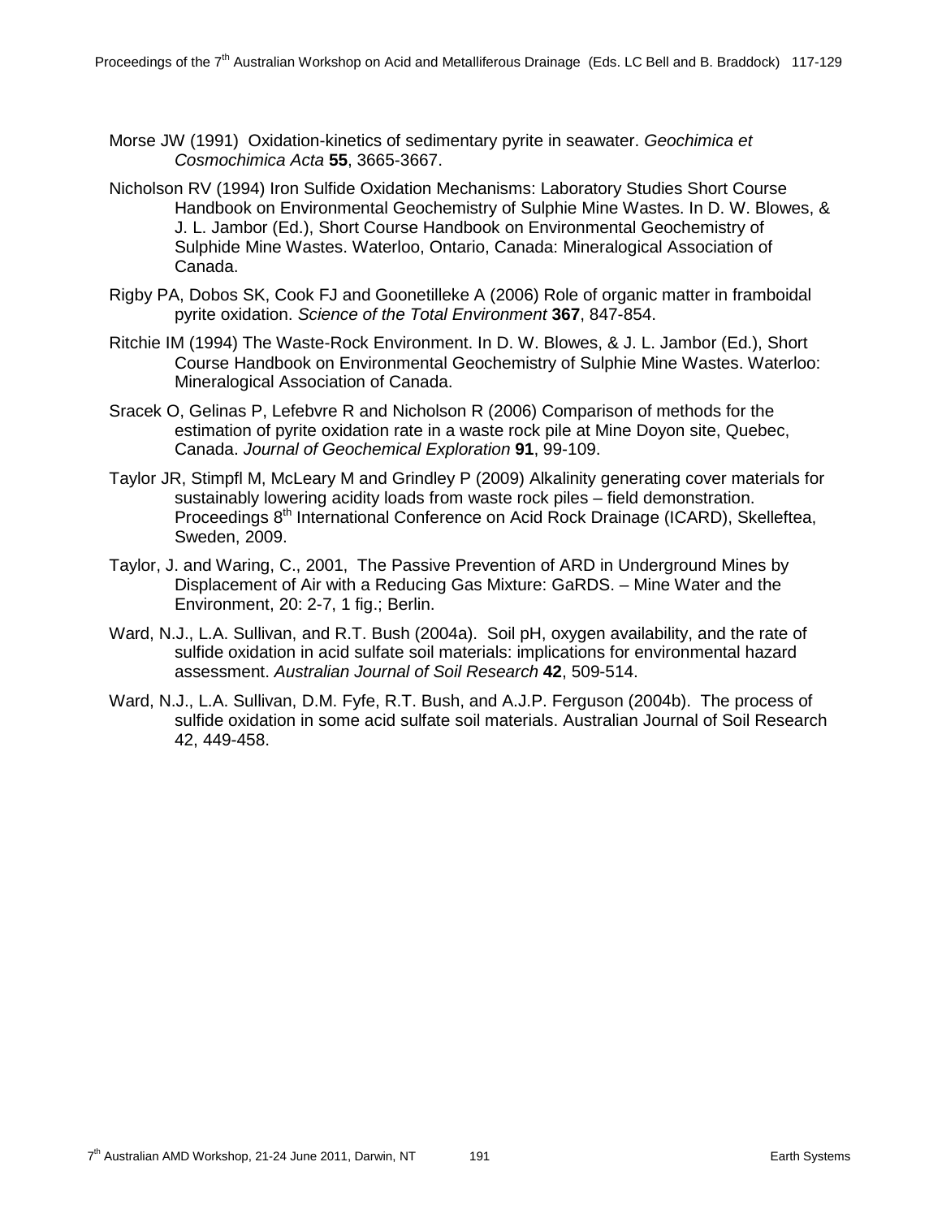Morse JW (1991) Oxidation-kinetics of sedimentary pyrite in seawater. *Geochimica et Cosmochimica Acta* **55**, 3665-3667.

Nicholson RV (1994) Iron Sulfide Oxidation Mechanisms: Laboratory Studies Short Course Handbook on Environmental Geochemistry of Sulphie Mine Wastes. In D. W. Blowes, & J. L. Jambor (Ed.), Short Course Handbook on Environmental Geochemistry of Sulphide Mine Wastes. Waterloo, Ontario, Canada: Mineralogical Association of Canada.

Rigby PA, Dobos SK, Cook FJ and Goonetilleke A (2006) Role of organic matter in framboidal pyrite oxidation. *Science of the Total Environment* **367**, 847-854.

Ritchie IM (1994) The Waste-Rock Environment. In D. W. Blowes, & J. L. Jambor (Ed.), Short Course Handbook on Environmental Geochemistry of Sulphie Mine Wastes. Waterloo: Mineralogical Association of Canada.

Sracek O, Gelinas P, Lefebvre R and Nicholson R (2006) Comparison of methods for the estimation of pyrite oxidation rate in a waste rock pile at Mine Doyon site, Quebec, Canada. *Journal of Geochemical Exploration* **91**, 99-109.

Taylor JR, Stimpfl M, McLeary M and Grindley P (2009) Alkalinity generating cover materials for sustainably lowering acidity loads from waste rock piles – field demonstration. Proceedings 8th International Conference on Acid Rock Drainage (ICARD), Skelleftea, Sweden, 2009.

Taylor, J. and Waring, C., 2001, The Passive Prevention of ARD in Underground Mines by Displacement of Air with a Reducing Gas Mixture: GaRDS. – Mine Water and the Environment, 20: 2-7, 1 fig.; Berlin.

Ward, N.J., L.A. Sullivan, and R.T. Bush (2004a). Soil pH, oxygen availability, and the rate of sulfide oxidation in acid sulfate soil materials: implications for environmental hazard assessment. *Australian Journal of Soil Research* **42**, 509-514.

Ward, N.J., L.A. Sullivan, D.M. Fyfe, R.T. Bush, and A.J.P. Ferguson (2004b). The process of sulfide oxidation in some acid sulfate soil materials. Australian Journal of Soil Research 42, 449-458.